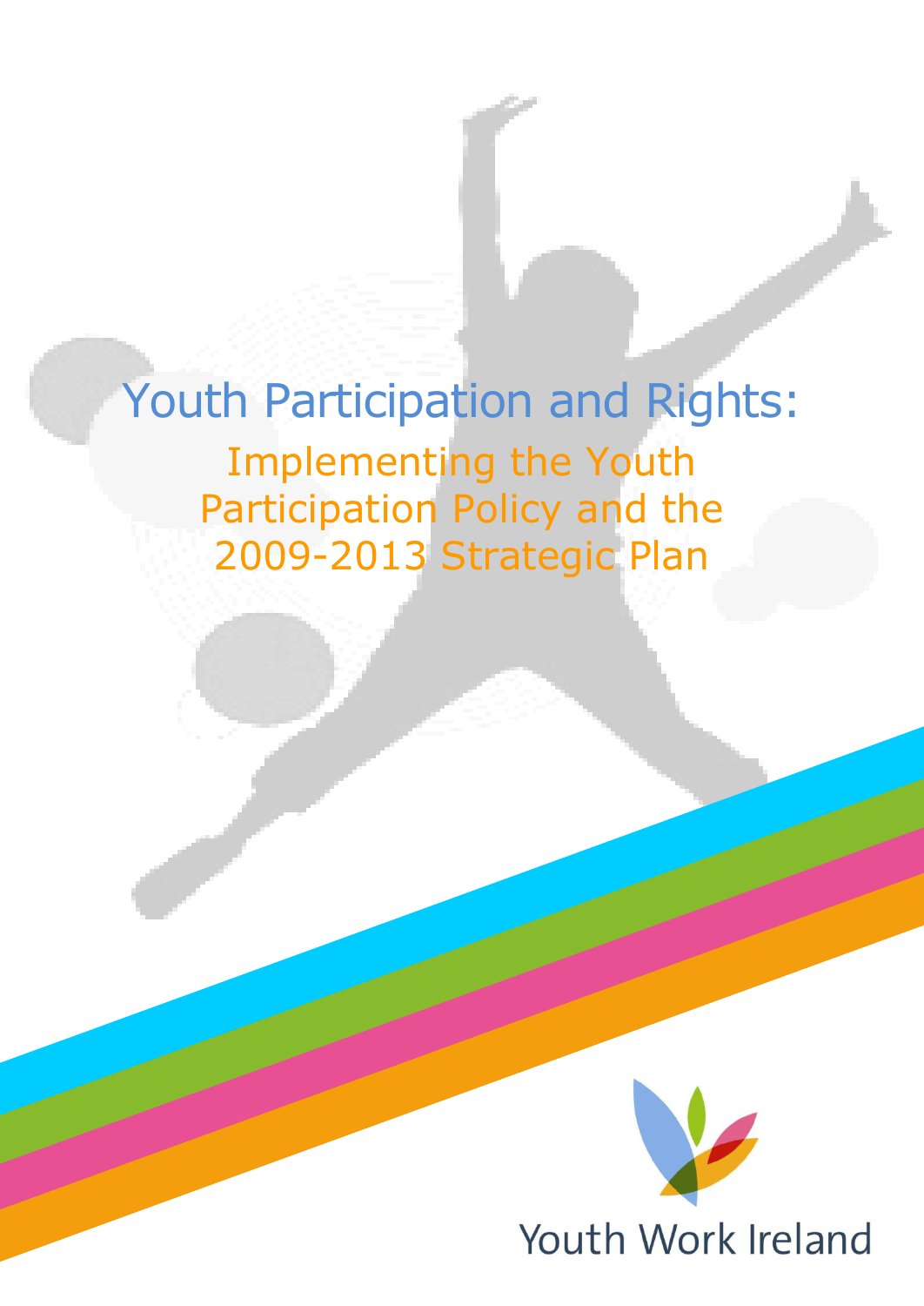# Youth Participation and Rights:

## Implementing the Youth Participation Policy and the 2009-2013 Strategic Plan

Youth Work Ireland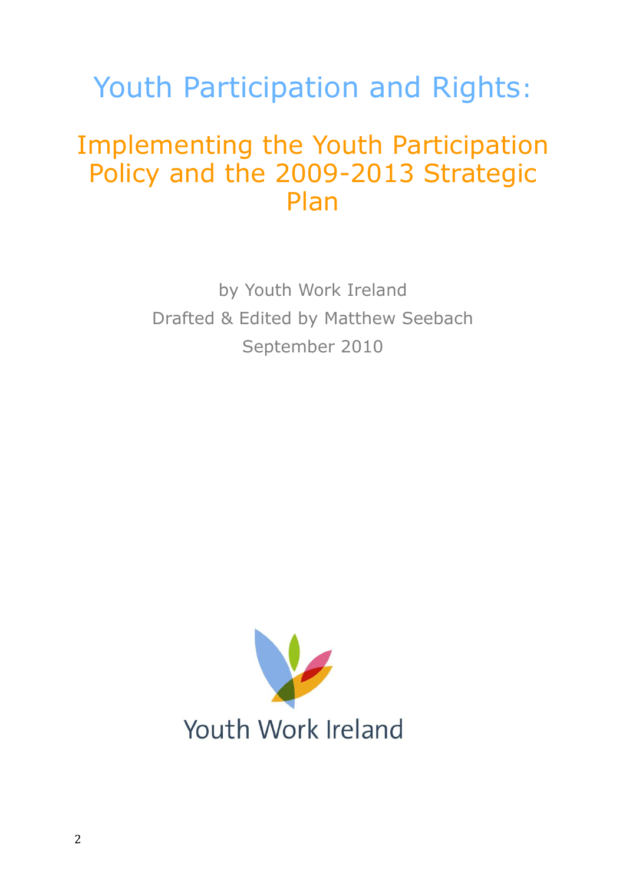# Youth Participation and Rights:

## Implementing the Youth Participation Policy and the 2009-2013 Strategic Plan

by Youth Work Ireland

Drafted & Edited by Matthew Seebach

September 2010

Youth Work Ireland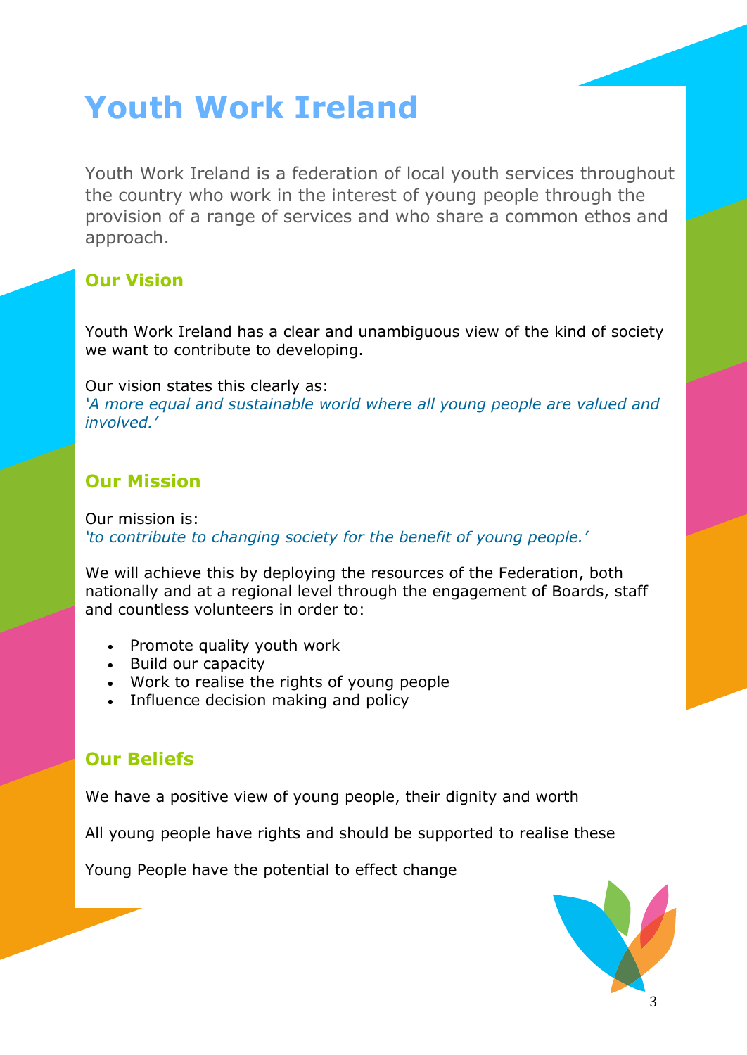# Youth Work Ireland

Youth Work Ireland is a federation of local youth services throughout the country who work in the interest of young people through the provision of a range of services and who share a common ethos and approach.

## Our Vision

Youth Work Ireland has a clear and unambiguous view of the kind of society we want to contribute to developing.

Our vision states this clearly as:
*'A more equal and sustainable world where all young people are valued and involved.'*

## Our Mission

Our mission is:
*'to contribute to changing society for the benefit of young people.'*

We will achieve this by deploying the resources of the Federation, both nationally and at a regional level through the engagement of Boards, staff and countless volunteers in order to:

- Promote quality youth work
- Build our capacity
- Work to realise the rights of young people
- Influence decision making and policy

## Our Beliefs

We have a positive view of young people, their dignity and worth

All young people have rights and should be supported to realise these

Young People have the potential to effect change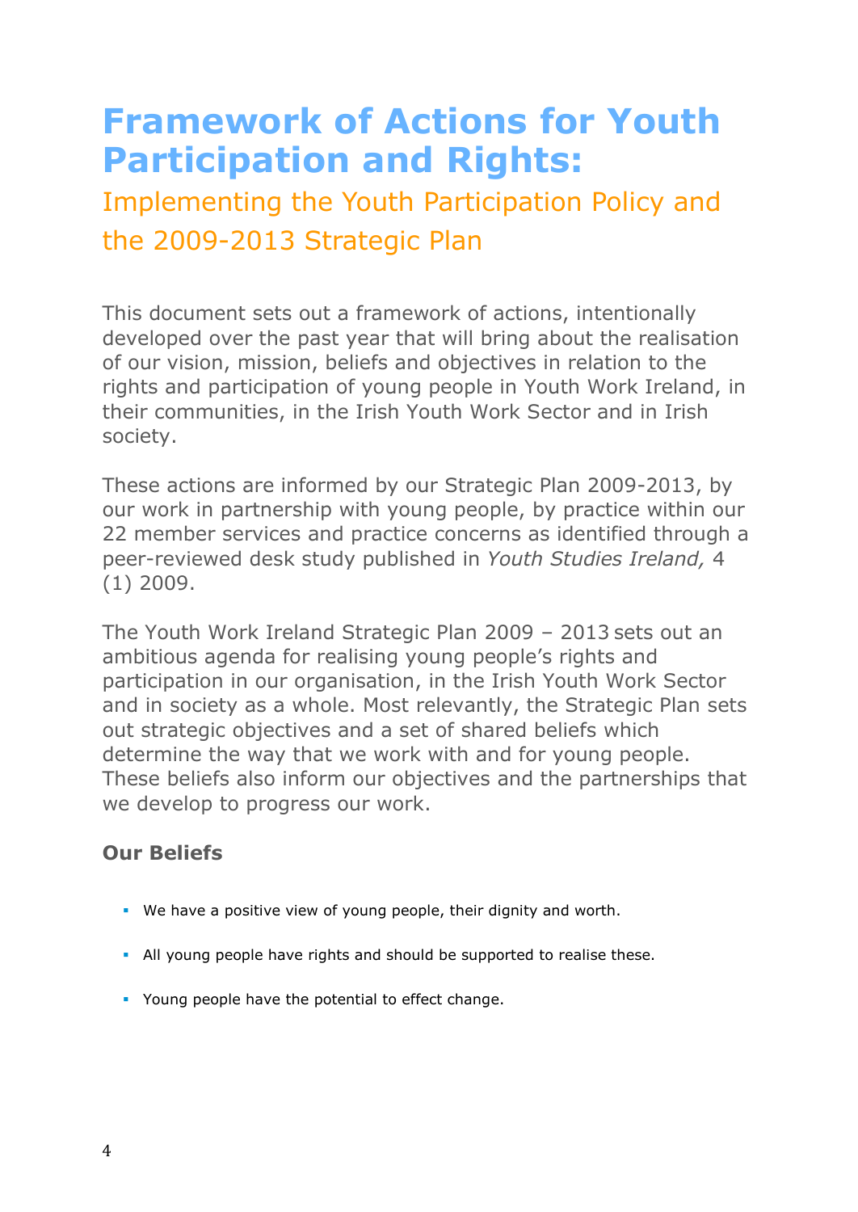# Framework of Actions for Youth Participation and Rights:

## Implementing the Youth Participation Policy and the 2009-2013 Strategic Plan

This document sets out a framework of actions, intentionally developed over the past year that will bring about the realisation of our vision, mission, beliefs and objectives in relation to the rights and participation of young people in Youth Work Ireland, in their communities, in the Irish Youth Work Sector and in Irish society.

These actions are informed by our Strategic Plan 2009-2013, by our work in partnership with young people, by practice within our 22 member services and practice concerns as identified through a peer-reviewed desk study published in *Youth Studies Ireland,* 4 (1) 2009.

The Youth Work Ireland Strategic Plan 2009 – 2013 sets out an ambitious agenda for realising young people's rights and participation in our organisation, in the Irish Youth Work Sector and in society as a whole. Most relevantly, the Strategic Plan sets out strategic objectives and a set of shared beliefs which determine the way that we work with and for young people. These beliefs also inform our objectives and the partnerships that we develop to progress our work.

### Our Beliefs

- We have a positive view of young people, their dignity and worth.
- All young people have rights and should be supported to realise these.
- Young people have the potential to effect change.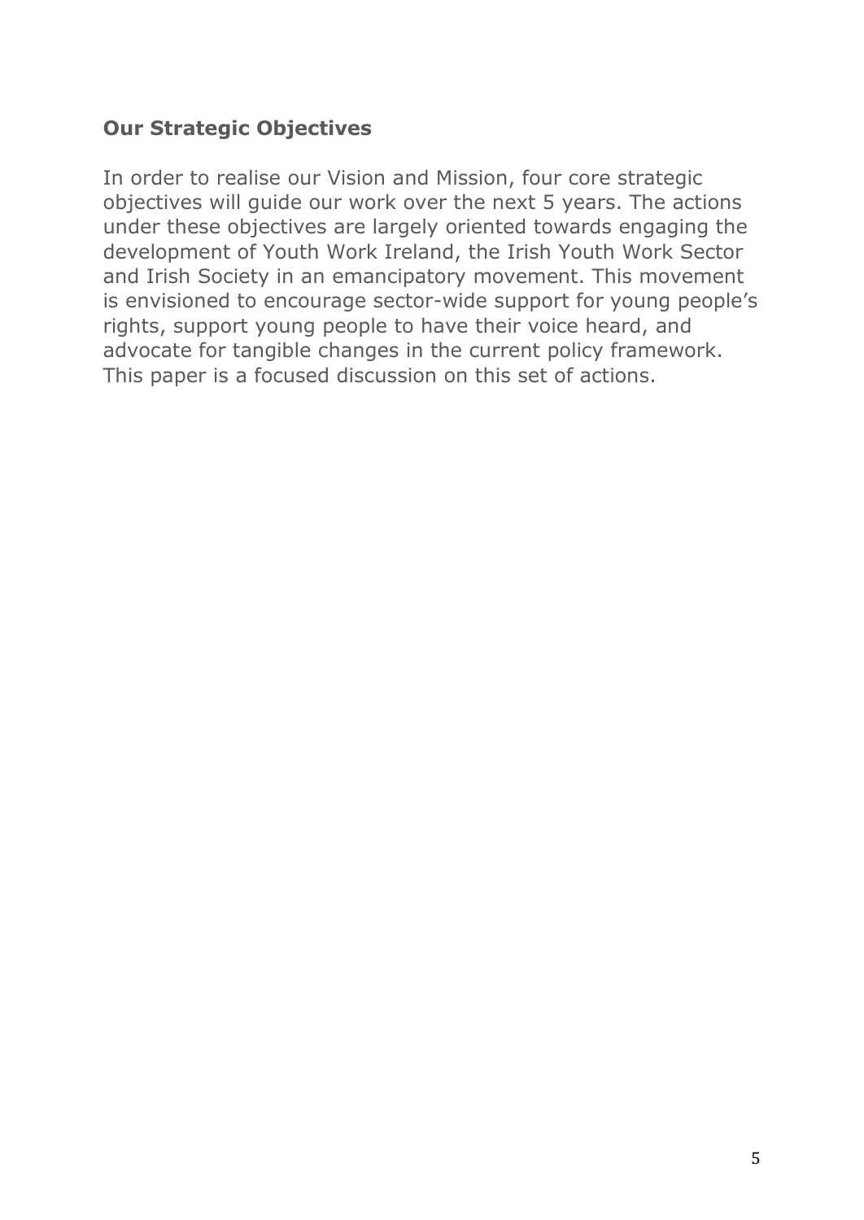## Our Strategic Objectives

In order to realise our Vision and Mission, four core strategic objectives will guide our work over the next 5 years. The actions under these objectives are largely oriented towards engaging the development of Youth Work Ireland, the Irish Youth Work Sector and Irish Society in an emancipatory movement. This movement is envisioned to encourage sector-wide support for young people's rights, support young people to have their voice heard, and advocate for tangible changes in the current policy framework. This paper is a focused discussion on this set of actions.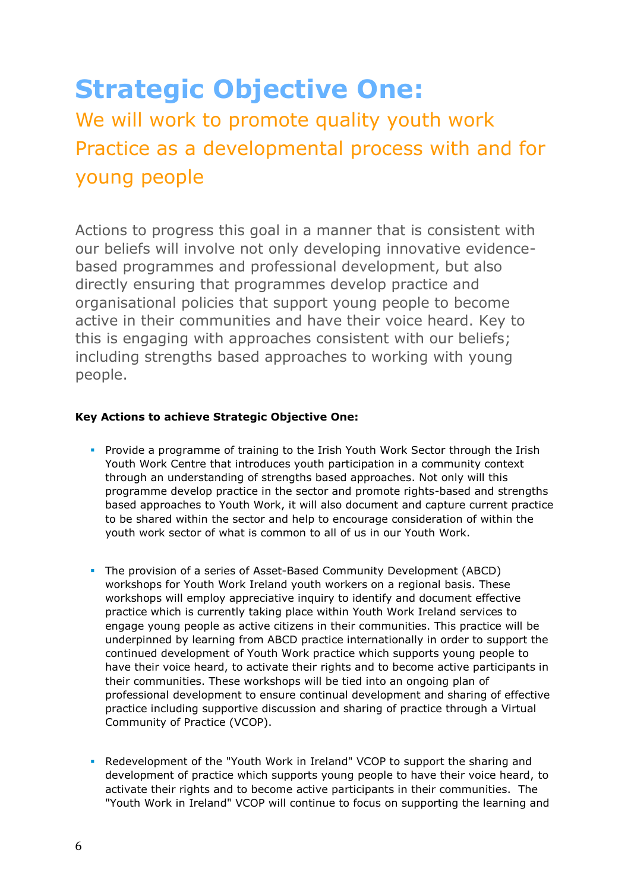# Strategic Objective One:

## We will work to promote quality youth work Practice as a developmental process with and for young people

Actions to progress this goal in a manner that is consistent with our beliefs will involve not only developing innovative evidence-based programmes and professional development, but also directly ensuring that programmes develop practice and organisational policies that support young people to become active in their communities and have their voice heard. Key to this is engaging with approaches consistent with our beliefs; including strengths based approaches to working with young people.

**Key Actions to achieve Strategic Objective One:**

- Provide a programme of training to the Irish Youth Work Sector through the Irish Youth Work Centre that introduces youth participation in a community context through an understanding of strengths based approaches. Not only will this programme develop practice in the sector and promote rights-based and strengths based approaches to Youth Work, it will also document and capture current practice to be shared within the sector and help to encourage consideration of within the youth work sector of what is common to all of us in our Youth Work.

- The provision of a series of Asset-Based Community Development (ABCD) workshops for Youth Work Ireland youth workers on a regional basis. These workshops will employ appreciative inquiry to identify and document effective practice which is currently taking place within Youth Work Ireland services to engage young people as active citizens in their communities. This practice will be underpinned by learning from ABCD practice internationally in order to support the continued development of Youth Work practice which supports young people to have their voice heard, to activate their rights and to become active participants in their communities. These workshops will be tied into an ongoing plan of professional development to ensure continual development and sharing of effective practice including supportive discussion and sharing of practice through a Virtual Community of Practice (VCOP).

- Redevelopment of the "Youth Work in Ireland" VCOP to support the sharing and development of practice which supports young people to have their voice heard, to activate their rights and to become active participants in their communities. The "Youth Work in Ireland" VCOP will continue to focus on supporting the learning and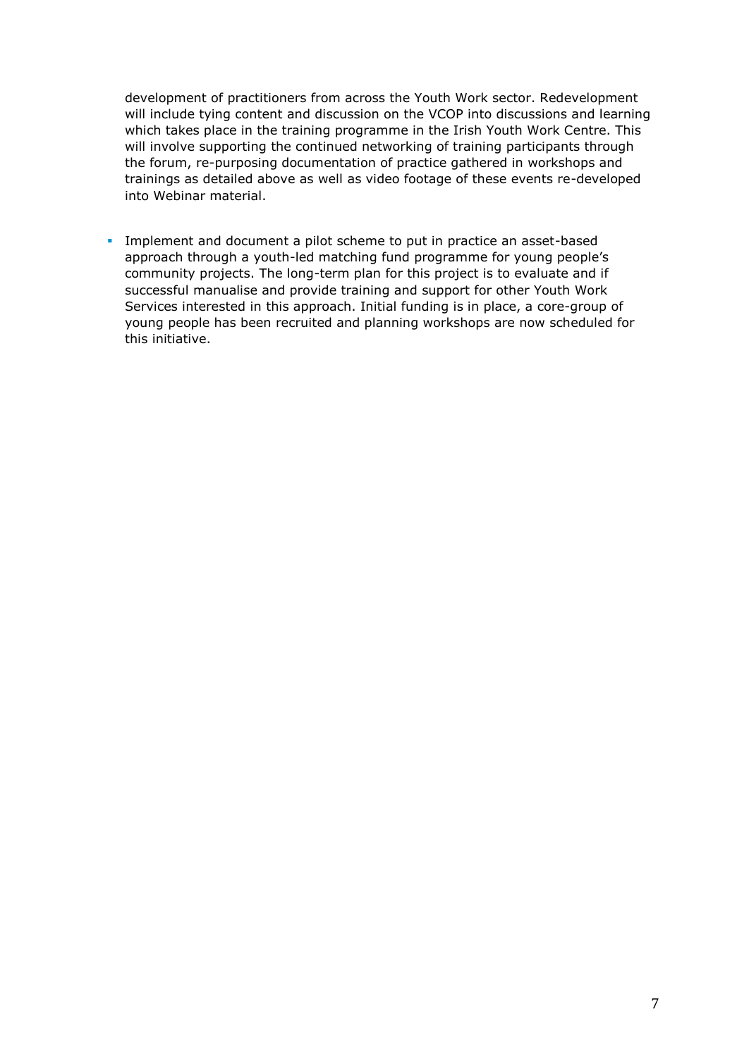development of practitioners from across the Youth Work sector. Redevelopment will include tying content and discussion on the VCOP into discussions and learning which takes place in the training programme in the Irish Youth Work Centre. This will involve supporting the continued networking of training participants through the forum, re-purposing documentation of practice gathered in workshops and trainings as detailed above as well as video footage of these events re-developed into Webinar material.

- Implement and document a pilot scheme to put in practice an asset-based approach through a youth-led matching fund programme for young people's community projects. The long-term plan for this project is to evaluate and if successful manualise and provide training and support for other Youth Work Services interested in this approach. Initial funding is in place, a core-group of young people has been recruited and planning workshops are now scheduled for this initiative.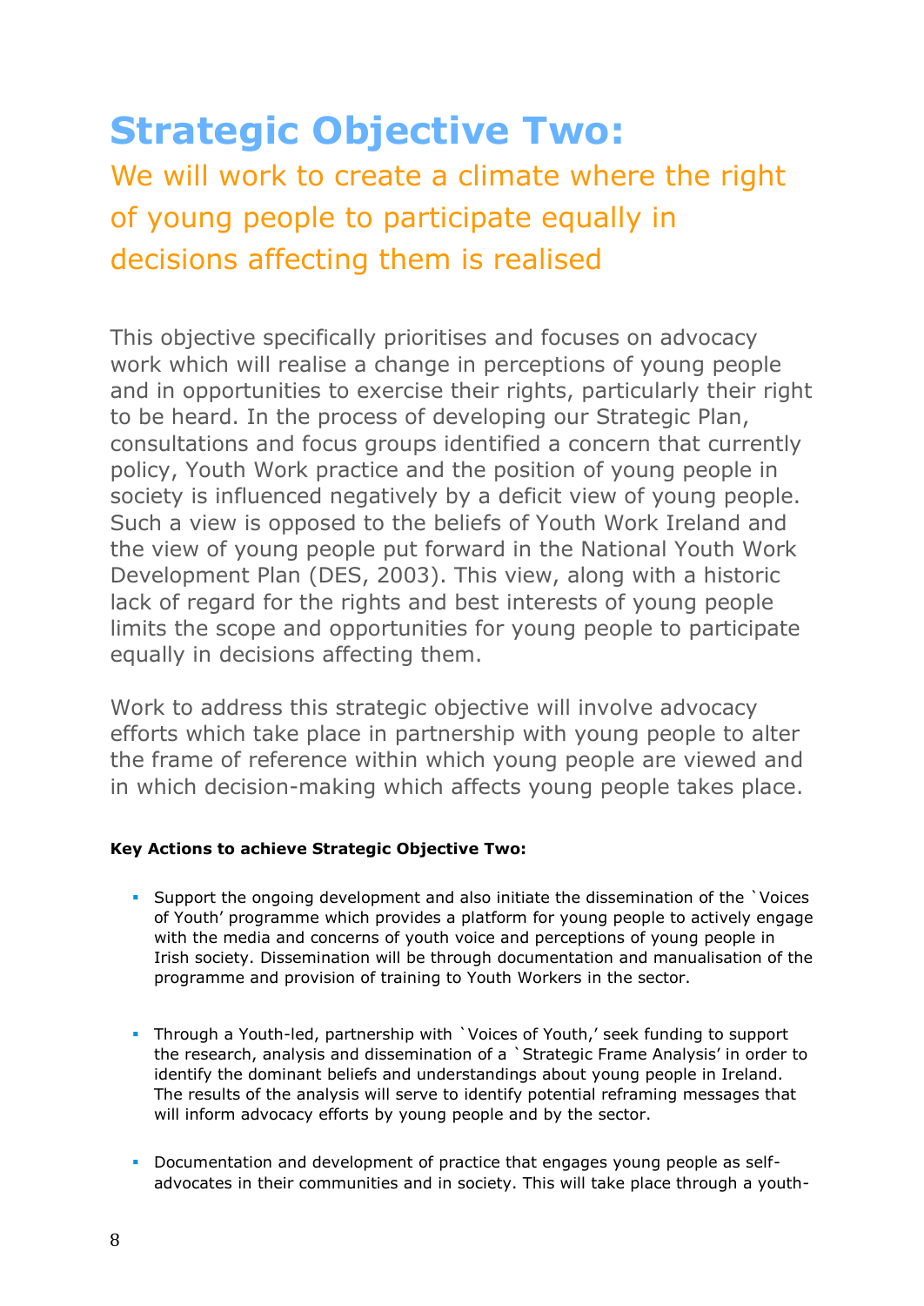# Strategic Objective Two:

## We will work to create a climate where the right of young people to participate equally in decisions affecting them is realised

This objective specifically prioritises and focuses on advocacy work which will realise a change in perceptions of young people and in opportunities to exercise their rights, particularly their right to be heard. In the process of developing our Strategic Plan, consultations and focus groups identified a concern that currently policy, Youth Work practice and the position of young people in society is influenced negatively by a deficit view of young people. Such a view is opposed to the beliefs of Youth Work Ireland and the view of young people put forward in the National Youth Work Development Plan (DES, 2003). This view, along with a historic lack of regard for the rights and best interests of young people limits the scope and opportunities for young people to participate equally in decisions affecting them.

Work to address this strategic objective will involve advocacy efforts which take place in partnership with young people to alter the frame of reference within which young people are viewed and in which decision-making which affects young people takes place.

**Key Actions to achieve Strategic Objective Two:**

- Support the ongoing development and also initiate the dissemination of the `Voices of Youth' programme which provides a platform for young people to actively engage with the media and concerns of youth voice and perceptions of young people in Irish society. Dissemination will be through documentation and manualisation of the programme and provision of training to Youth Workers in the sector.
- Through a Youth-led, partnership with `Voices of Youth,' seek funding to support the research, analysis and dissemination of a `Strategic Frame Analysis' in order to identify the dominant beliefs and understandings about young people in Ireland. The results of the analysis will serve to identify potential reframing messages that will inform advocacy efforts by young people and by the sector.
- Documentation and development of practice that engages young people as self-advocates in their communities and in society. This will take place through a youth-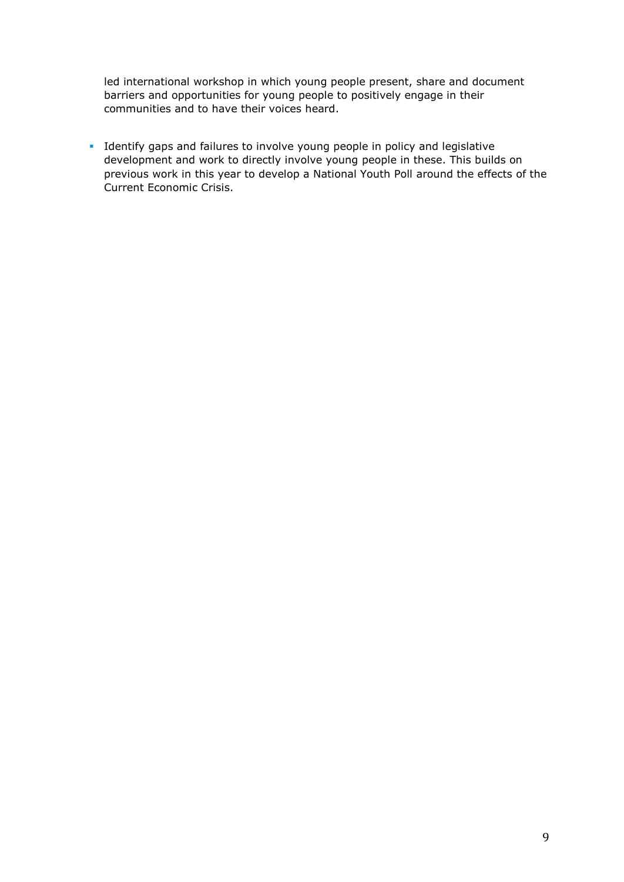led international workshop in which young people present, share and document barriers and opportunities for young people to positively engage in their communities and to have their voices heard.

- Identify gaps and failures to involve young people in policy and legislative development and work to directly involve young people in these. This builds on previous work in this year to develop a National Youth Poll around the effects of the Current Economic Crisis.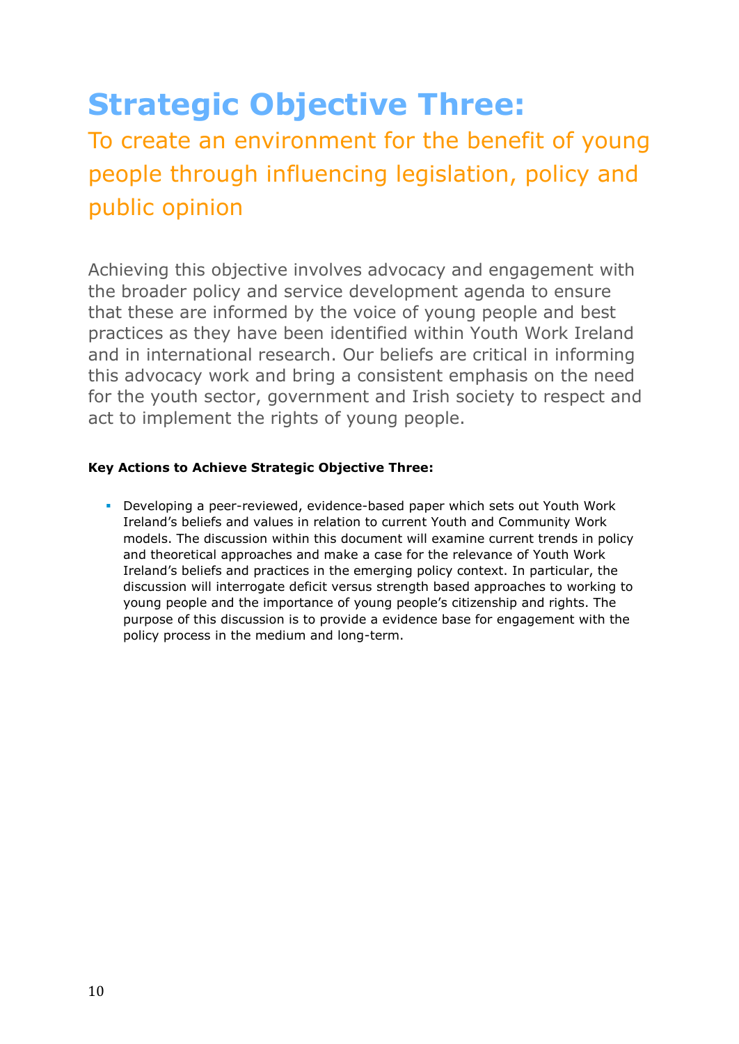# Strategic Objective Three:

## To create an environment for the benefit of young people through influencing legislation, policy and public opinion

Achieving this objective involves advocacy and engagement with the broader policy and service development agenda to ensure that these are informed by the voice of young people and best practices as they have been identified within Youth Work Ireland and in international research. Our beliefs are critical in informing this advocacy work and bring a consistent emphasis on the need for the youth sector, government and Irish society to respect and act to implement the rights of young people.

**Key Actions to Achieve Strategic Objective Three:**

- Developing a peer-reviewed, evidence-based paper which sets out Youth Work Ireland's beliefs and values in relation to current Youth and Community Work models. The discussion within this document will examine current trends in policy and theoretical approaches and make a case for the relevance of Youth Work Ireland's beliefs and practices in the emerging policy context. In particular, the discussion will interrogate deficit versus strength based approaches to working to young people and the importance of young people's citizenship and rights. The purpose of this discussion is to provide a evidence base for engagement with the policy process in the medium and long-term.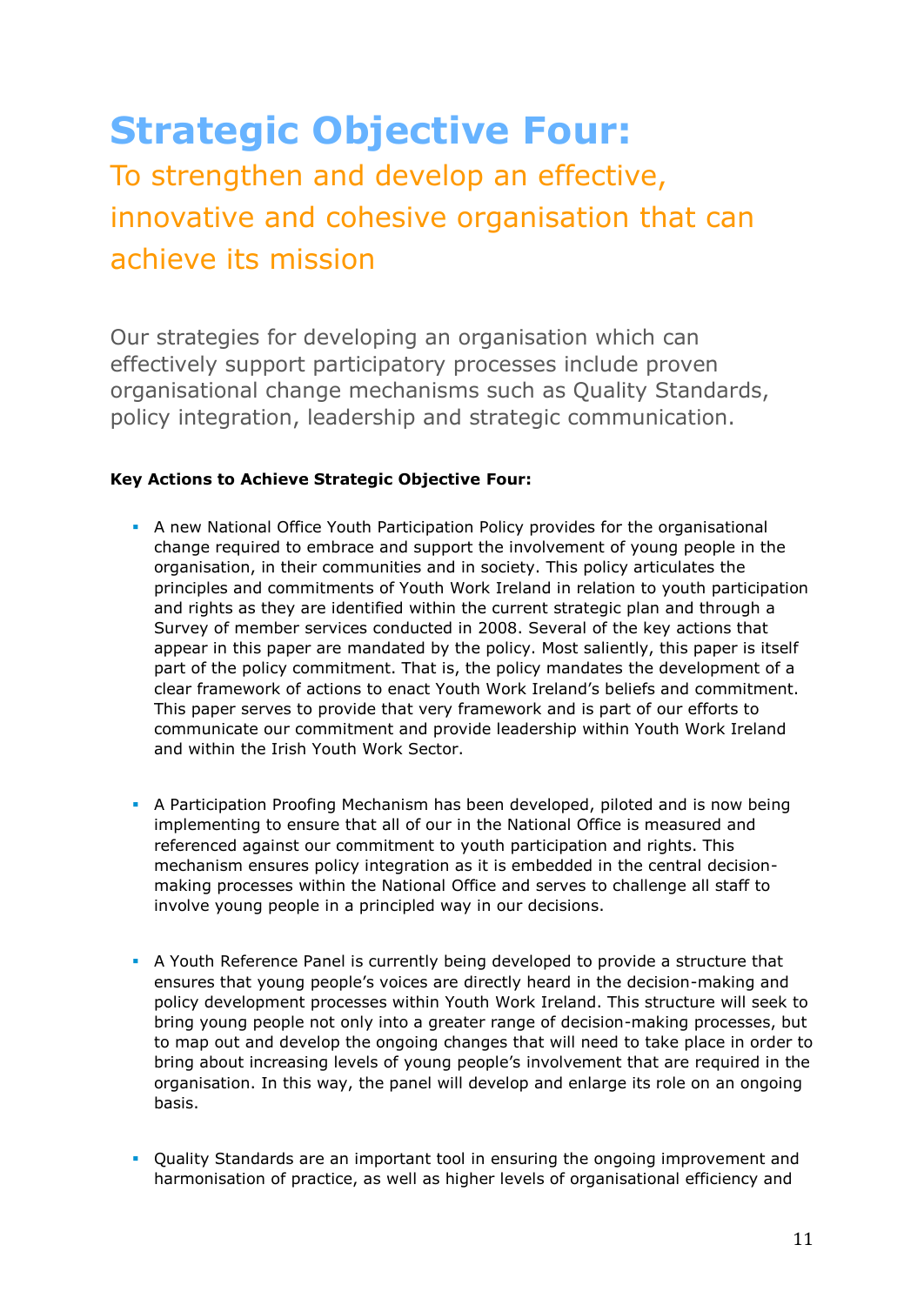# Strategic Objective Four:

## To strengthen and develop an effective, innovative and cohesive organisation that can achieve its mission

Our strategies for developing an organisation which can effectively support participatory processes include proven organisational change mechanisms such as Quality Standards, policy integration, leadership and strategic communication.

**Key Actions to Achieve Strategic Objective Four:**

- A new National Office Youth Participation Policy provides for the organisational change required to embrace and support the involvement of young people in the organisation, in their communities and in society. This policy articulates the principles and commitments of Youth Work Ireland in relation to youth participation and rights as they are identified within the current strategic plan and through a Survey of member services conducted in 2008. Several of the key actions that appear in this paper are mandated by the policy. Most saliently, this paper is itself part of the policy commitment. That is, the policy mandates the development of a clear framework of actions to enact Youth Work Ireland's beliefs and commitment. This paper serves to provide that very framework and is part of our efforts to communicate our commitment and provide leadership within Youth Work Ireland and within the Irish Youth Work Sector.

- A Participation Proofing Mechanism has been developed, piloted and is now being implementing to ensure that all of our in the National Office is measured and referenced against our commitment to youth participation and rights. This mechanism ensures policy integration as it is embedded in the central decision-making processes within the National Office and serves to challenge all staff to involve young people in a principled way in our decisions.

- A Youth Reference Panel is currently being developed to provide a structure that ensures that young people's voices are directly heard in the decision-making and policy development processes within Youth Work Ireland. This structure will seek to bring young people not only into a greater range of decision-making processes, but to map out and develop the ongoing changes that will need to take place in order to bring about increasing levels of young people's involvement that are required in the organisation. In this way, the panel will develop and enlarge its role on an ongoing basis.

- Quality Standards are an important tool in ensuring the ongoing improvement and harmonisation of practice, as well as higher levels of organisational efficiency and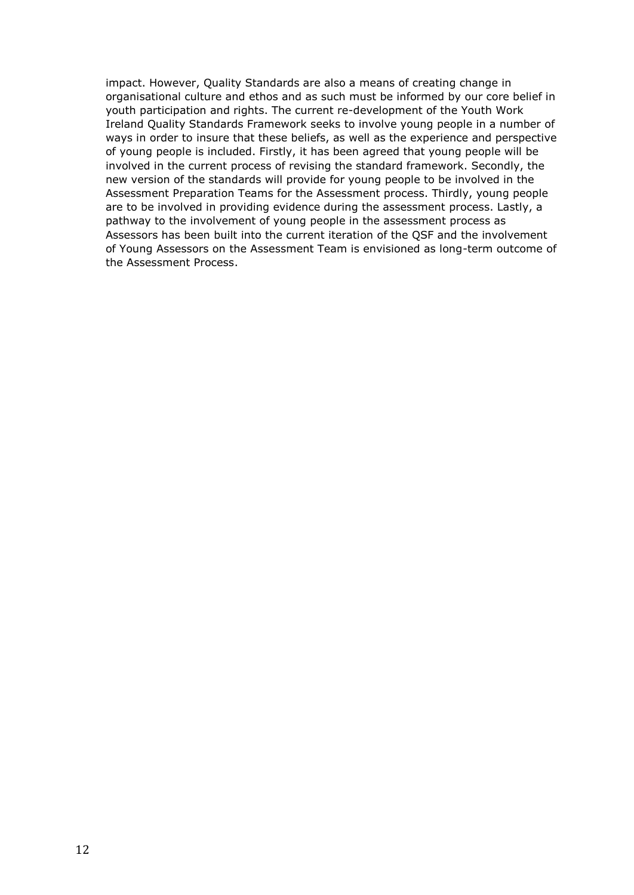impact. However, Quality Standards are also a means of creating change in organisational culture and ethos and as such must be informed by our core belief in youth participation and rights. The current re-development of the Youth Work Ireland Quality Standards Framework seeks to involve young people in a number of ways in order to insure that these beliefs, as well as the experience and perspective of young people is included. Firstly, it has been agreed that young people will be involved in the current process of revising the standard framework. Secondly, the new version of the standards will provide for young people to be involved in the Assessment Preparation Teams for the Assessment process. Thirdly, young people are to be involved in providing evidence during the assessment process. Lastly, a pathway to the involvement of young people in the assessment process as Assessors has been built into the current iteration of the QSF and the involvement of Young Assessors on the Assessment Team is envisioned as long-term outcome of the Assessment Process.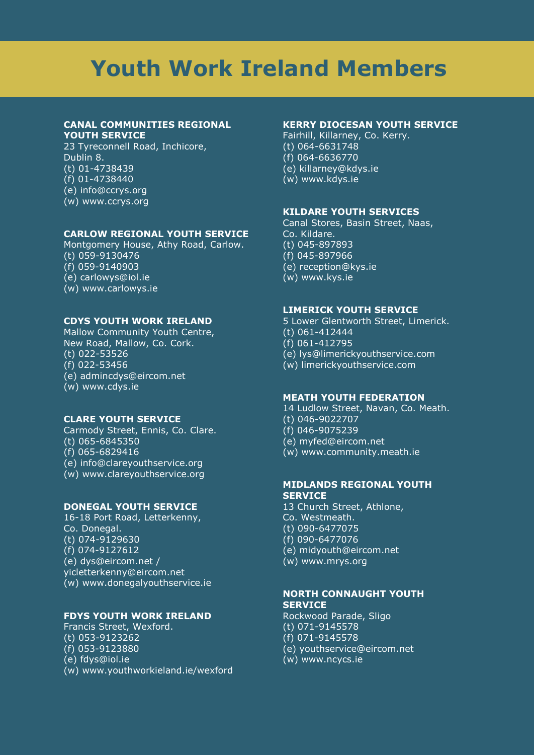# Youth Work Ireland Members

**CANAL COMMUNITIES REGIONAL YOUTH SERVICE**
23 Tyreconnell Road, Inchicore,
Dublin 8.
(t) 01-4738439
(f) 01-4738440
(e) info@ccrys.org
(w) www.ccrys.org

**CARLOW REGIONAL YOUTH SERVICE**
Montgomery House, Athy Road, Carlow.
(t) 059-9130476
(f) 059-9140903
(e) carlowys@iol.ie
(w) www.carlowys.ie

**CDYS YOUTH WORK IRELAND**
Mallow Community Youth Centre,
New Road, Mallow, Co. Cork.
(t) 022-53526
(f) 022-53456
(e) admincdys@eircom.net
(w) www.cdys.ie

**CLARE YOUTH SERVICE**
Carmody Street, Ennis, Co. Clare.
(t) 065-6845350
(f) 065-6829416
(e) info@clareyouthservice.org
(w) www.clareyouthservice.org

**DONEGAL YOUTH SERVICE**
16-18 Port Road, Letterkenny,
Co. Donegal.
(t) 074-9129630
(f) 074-9127612
(e) dys@eircom.net /
yicletterkenny@eircom.net
(w) www.donegalyouthservice.ie

**FDYS YOUTH WORK IRELAND**
Francis Street, Wexford.
(t) 053-9123262
(f) 053-9123880
(e) fdys@iol.ie
(w) www.youthworkieland.ie/wexford

**KERRY DIOCESAN YOUTH SERVICE**
Fairhill, Killarney, Co. Kerry.
(t) 064-6631748
(f) 064-6636770
(e) killarney@kdys.ie
(w) www.kdys.ie

**KILDARE YOUTH SERVICES**
Canal Stores, Basin Street, Naas,
Co. Kildare.
(t) 045-897893
(f) 045-897966
(e) reception@kys.ie
(w) www.kys.ie

**LIMERICK YOUTH SERVICE**
5 Lower Glentworth Street, Limerick.
(t) 061-412444
(f) 061-412795
(e) lys@limerickyouthservice.com
(w) limerickyouthservice.com

**MEATH YOUTH FEDERATION**
14 Ludlow Street, Navan, Co. Meath.
(t) 046-9022707
(f) 046-9075239
(e) myfed@eircom.net
(w) www.community.meath.ie

**MIDLANDS REGIONAL YOUTH SERVICE**
13 Church Street, Athlone,
Co. Westmeath.
(t) 090-6477075
(f) 090-6477076
(e) midyouth@eircom.net
(w) www.mrys.org

**NORTH CONNAUGHT YOUTH SERVICE**
Rockwood Parade, Sligo
(t) 071-9145578
(f) 071-9145578
(e) youthservice@eircom.net
(w) www.ncycs.ie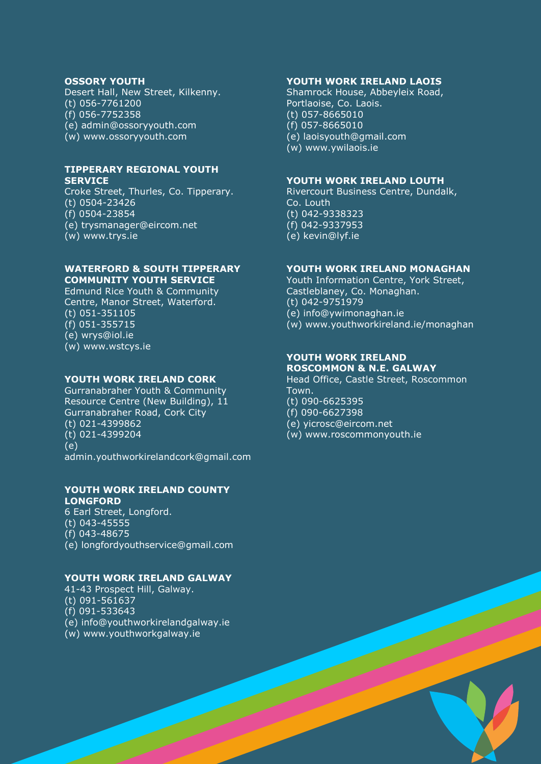**OSSORY YOUTH**
Desert Hall, New Street, Kilkenny.
(t) 056-7761200
(f) 056-7752358
(e) admin@ossoryyouth.com
(w) www.ossoryyouth.com

**TIPPERARY REGIONAL YOUTH SERVICE**
Croke Street, Thurles, Co. Tipperary.
(t) 0504-23426
(f) 0504-23854
(e) trysmanager@eircom.net
(w) www.trys.ie

**WATERFORD & SOUTH TIPPERARY COMMUNITY YOUTH SERVICE**
Edmund Rice Youth & Community Centre, Manor Street, Waterford.
(t) 051-351105
(f) 051-355715
(e) wrys@iol.ie
(w) www.wstcys.ie

**YOUTH WORK IRELAND CORK**
Gurranabraher Youth & Community Resource Centre (New Building), 11 Gurranabraher Road, Cork City
(t) 021-4399862
(t) 021-4399204
(e) admin.youthworkirelandcork@gmail.com

**YOUTH WORK IRELAND COUNTY LONGFORD**
6 Earl Street, Longford.
(t) 043-45555
(f) 043-48675
(e) longfordyouthservice@gmail.com

**YOUTH WORK IRELAND GALWAY**
41-43 Prospect Hill, Galway.
(t) 091-561637
(f) 091-533643
(e) info@youthworkirelandgalway.ie
(w) www.youthworkgalway.ie

**YOUTH WORK IRELAND LAOIS**
Shamrock House, Abbeyleix Road, Portlaoise, Co. Laois.
(t) 057-8665010
(f) 057-8665010
(e) laoisyouth@gmail.com
(w) www.ywilaois.ie

**YOUTH WORK IRELAND LOUTH**
Rivercourt Business Centre, Dundalk, Co. Louth
(t) 042-9338323
(f) 042-9337953
(e) kevin@lyf.ie

**YOUTH WORK IRELAND MONAGHAN**
Youth Information Centre, York Street, Castleblaney, Co. Monaghan.
(t) 042-9751979
(e) info@ywimonaghan.ie
(w) www.youthworkireland.ie/monaghan

**YOUTH WORK IRELAND ROSCOMMON & N.E. GALWAY**
Head Office, Castle Street, Roscommon Town.
(t) 090-6625395
(f) 090-6627398
(e) yicrosc@eircom.net
(w) www.roscommonyouth.ie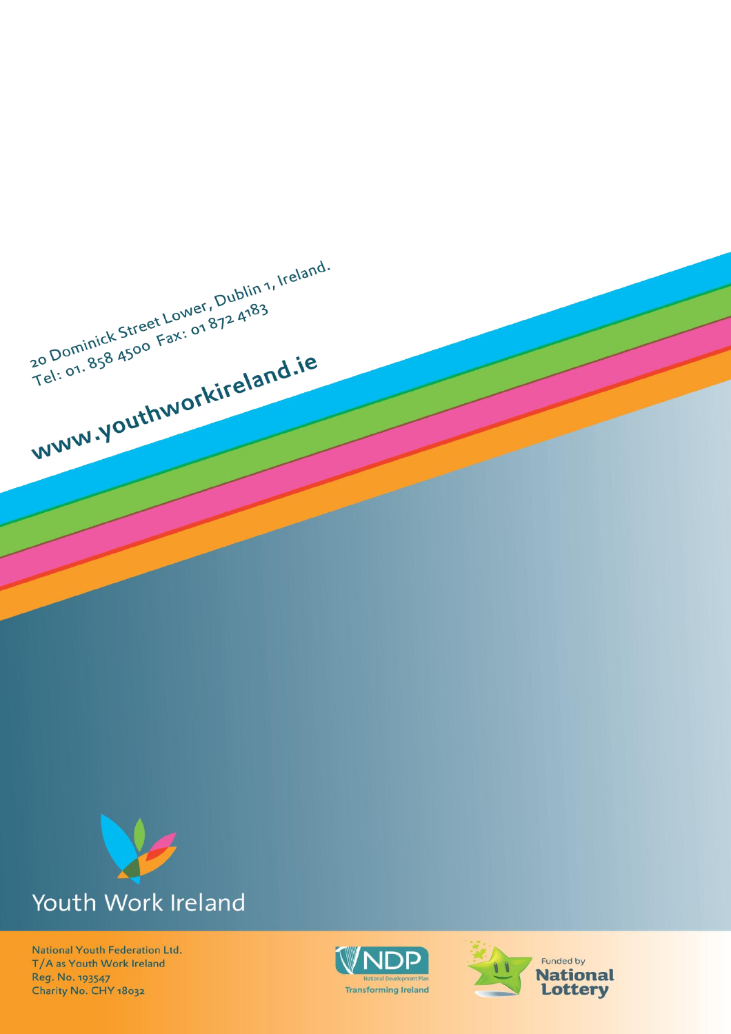20 Dominick Street Lower, Dublin 1, Ireland.
Tel: 01. 858 4500 Fax: 01 872 4183

www.youthworkireland.ie

Youth Work Ireland

National Youth Federation Ltd.
T/A as Youth Work Ireland
Reg. No. 193547
Charity No. CHY 18032

NDP
National Development Plan
Transforming Ireland

Funded by
National Lottery